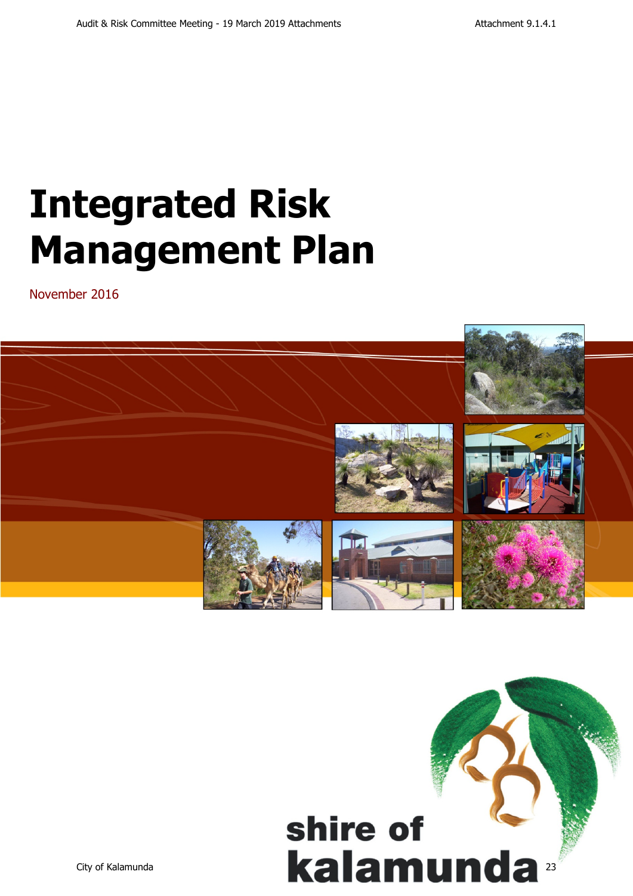# Integrated Risk Management Plan

November 2016

shire of kalamunda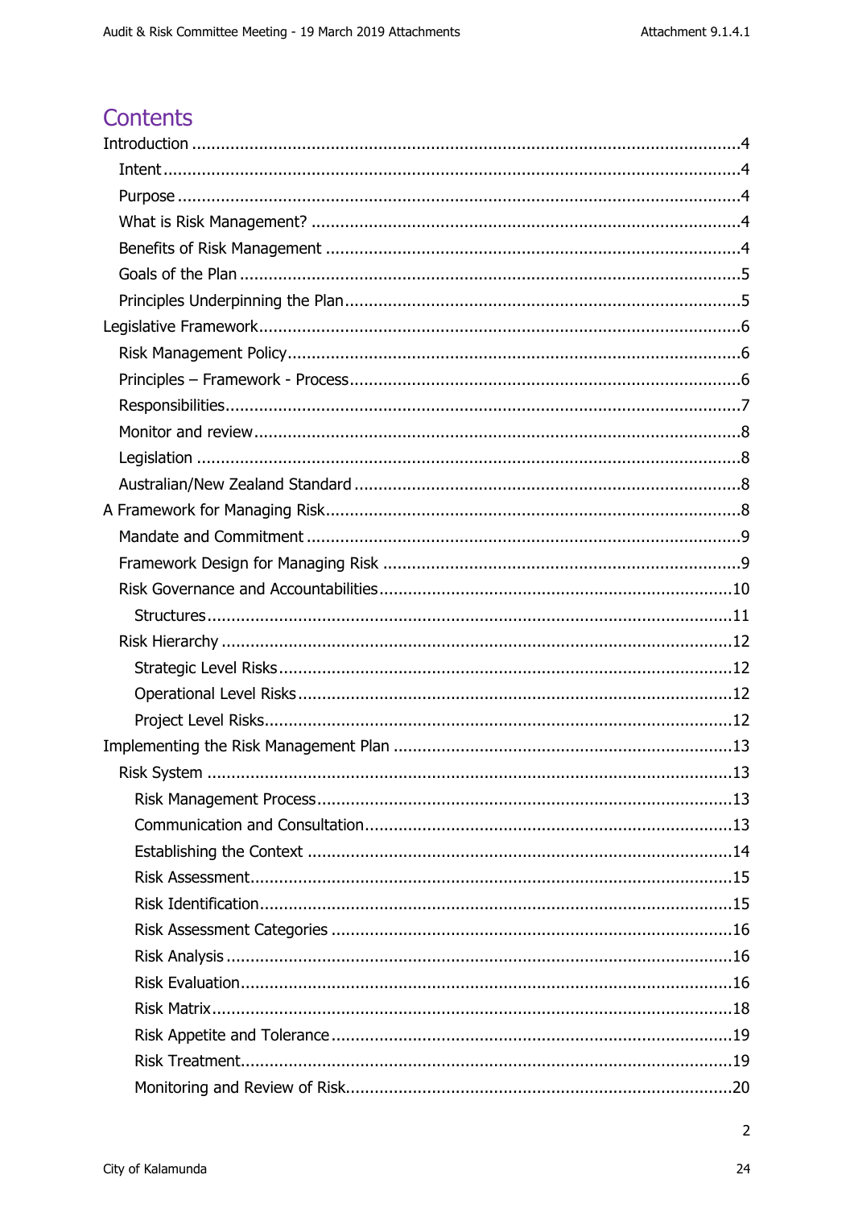# Contents

Introduction ....................................................................................................4

- Intent ....................................................................................................4
- Purpose ....................................................................................................4
- What is Risk Management? ....................................................................................................4
- Benefits of Risk Management ....................................................................................................4
- Goals of the Plan ....................................................................................................5
- Principles Underpinning the Plan ....................................................................................................5

Legislative Framework ....................................................................................................6

- Risk Management Policy ....................................................................................................6
- Principles – Framework - Process ....................................................................................................6
- Responsibilities ....................................................................................................7
- Monitor and review ....................................................................................................8
- Legislation ....................................................................................................8
- Australian/New Zealand Standard ....................................................................................................8

A Framework for Managing Risk ....................................................................................................8

- Mandate and Commitment ....................................................................................................9
- Framework Design for Managing Risk ....................................................................................................9
- Risk Governance and Accountabilities ....................................................................................................10
  - Structures ....................................................................................................11
- Risk Hierarchy ....................................................................................................12
  - Strategic Level Risks ....................................................................................................12
  - Operational Level Risks ....................................................................................................12
  - Project Level Risks ....................................................................................................12

Implementing the Risk Management Plan ....................................................................................................13

- Risk System ....................................................................................................13
  - Risk Management Process ....................................................................................................13
  - Communication and Consultation ....................................................................................................13
  - Establishing the Context ....................................................................................................14
  - Risk Assessment ....................................................................................................15
  - Risk Identification ....................................................................................................15
  - Risk Assessment Categories ....................................................................................................16
  - Risk Analysis ....................................................................................................16
  - Risk Evaluation ....................................................................................................16
  - Risk Matrix ....................................................................................................18
  - Risk Appetite and Tolerance ....................................................................................................19
  - Risk Treatment ....................................................................................................19
  - Monitoring and Review of Risk ....................................................................................................20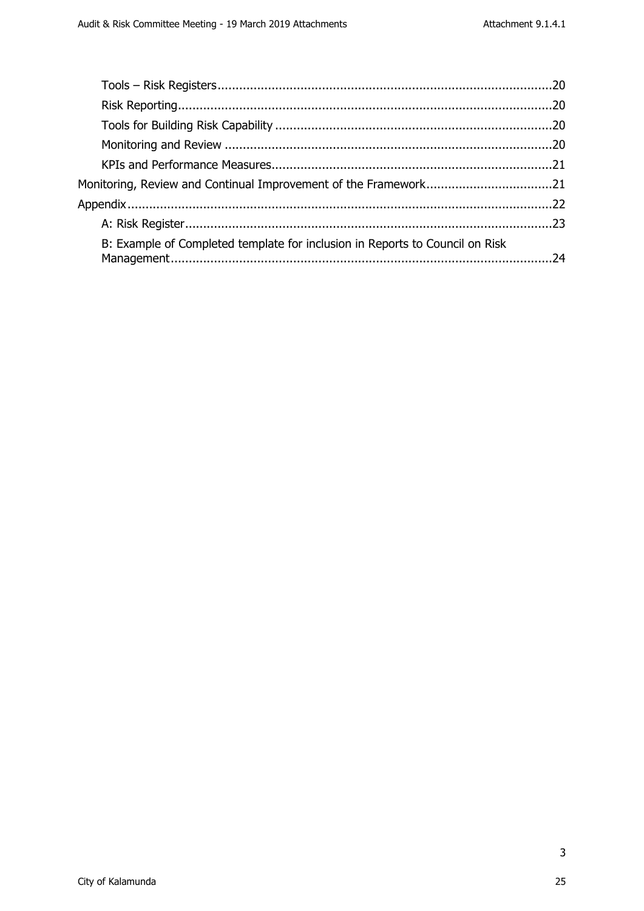- Tools – Risk Registers ..... 20
- Risk Reporting ..... 20
- Tools for Building Risk Capability ..... 20
- Monitoring and Review ..... 20
- KPIs and Performance Measures ..... 21

Monitoring, Review and Continual Improvement of the Framework ..... 21

Appendix ..... 22

- A: Risk Register ..... 23
- B: Example of Completed template for inclusion in Reports to Council on Risk Management ..... 24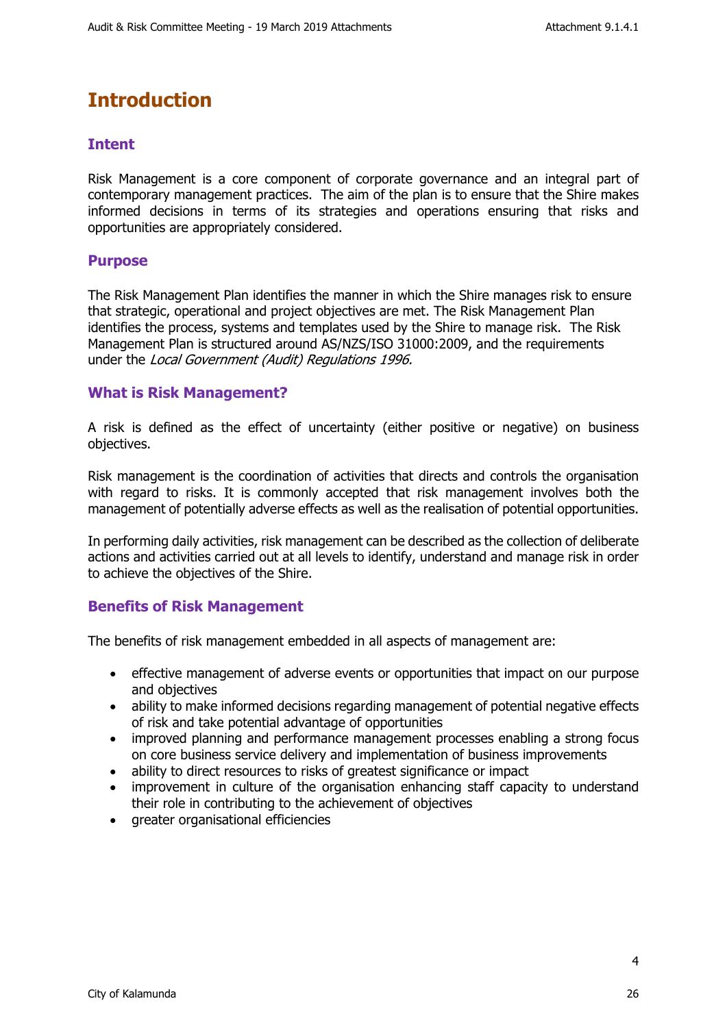# Introduction

## Intent

Risk Management is a core component of corporate governance and an integral part of contemporary management practices. The aim of the plan is to ensure that the Shire makes informed decisions in terms of its strategies and operations ensuring that risks and opportunities are appropriately considered.

## Purpose

The Risk Management Plan identifies the manner in which the Shire manages risk to ensure that strategic, operational and project objectives are met. The Risk Management Plan identifies the process, systems and templates used by the Shire to manage risk. The Risk Management Plan is structured around AS/NZS/ISO 31000:2009, and the requirements under the *Local Government (Audit) Regulations 1996.*

## What is Risk Management?

A risk is defined as the effect of uncertainty (either positive or negative) on business objectives.

Risk management is the coordination of activities that directs and controls the organisation with regard to risks. It is commonly accepted that risk management involves both the management of potentially adverse effects as well as the realisation of potential opportunities.

In performing daily activities, risk management can be described as the collection of deliberate actions and activities carried out at all levels to identify, understand and manage risk in order to achieve the objectives of the Shire.

## Benefits of Risk Management

The benefits of risk management embedded in all aspects of management are:

- effective management of adverse events or opportunities that impact on our purpose and objectives
- ability to make informed decisions regarding management of potential negative effects of risk and take potential advantage of opportunities
- improved planning and performance management processes enabling a strong focus on core business service delivery and implementation of business improvements
- ability to direct resources to risks of greatest significance or impact
- improvement in culture of the organisation enhancing staff capacity to understand their role in contributing to the achievement of objectives
- greater organisational efficiencies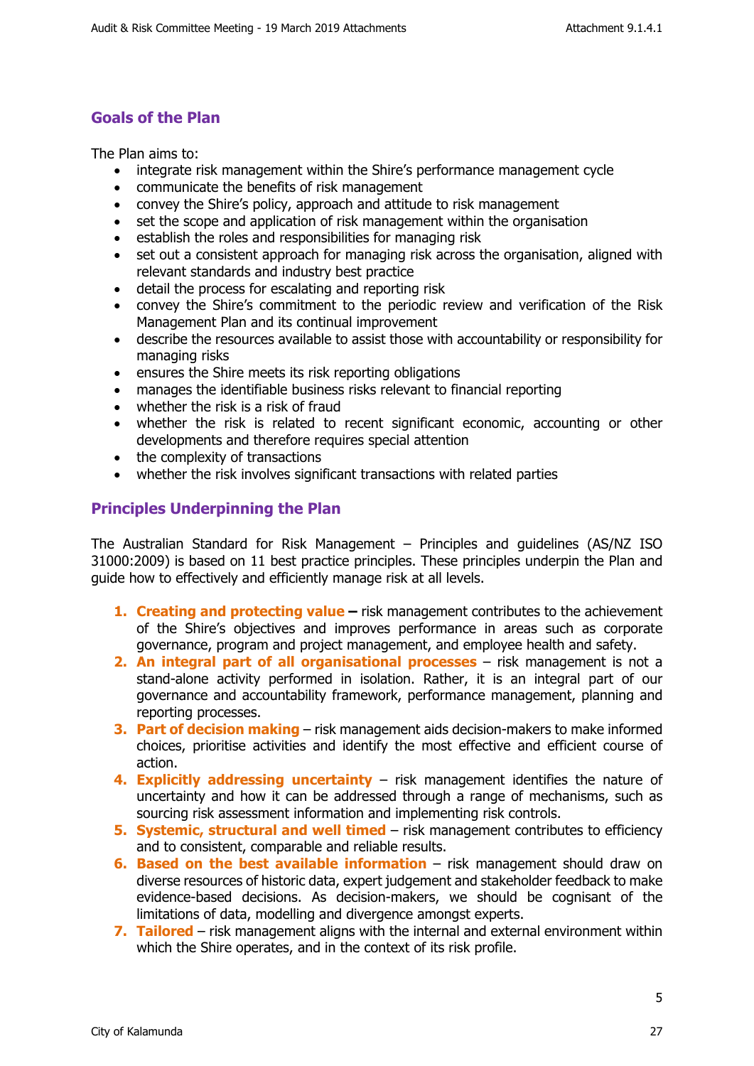## Goals of the Plan

The Plan aims to:

- integrate risk management within the Shire's performance management cycle
- communicate the benefits of risk management
- convey the Shire's policy, approach and attitude to risk management
- set the scope and application of risk management within the organisation
- establish the roles and responsibilities for managing risk
- set out a consistent approach for managing risk across the organisation, aligned with relevant standards and industry best practice
- detail the process for escalating and reporting risk
- convey the Shire's commitment to the periodic review and verification of the Risk Management Plan and its continual improvement
- describe the resources available to assist those with accountability or responsibility for managing risks
- ensures the Shire meets its risk reporting obligations
- manages the identifiable business risks relevant to financial reporting
- whether the risk is a risk of fraud
- whether the risk is related to recent significant economic, accounting or other developments and therefore requires special attention
- the complexity of transactions
- whether the risk involves significant transactions with related parties

## Principles Underpinning the Plan

The Australian Standard for Risk Management – Principles and guidelines (AS/NZ ISO 31000:2009) is based on 11 best practice principles. These principles underpin the Plan and guide how to effectively and efficiently manage risk at all levels.

1. **Creating and protecting value –** risk management contributes to the achievement of the Shire's objectives and improves performance in areas such as corporate governance, program and project management, and employee health and safety.
2. **An integral part of all organisational processes** – risk management is not a stand-alone activity performed in isolation. Rather, it is an integral part of our governance and accountability framework, performance management, planning and reporting processes.
3. **Part of decision making** – risk management aids decision-makers to make informed choices, prioritise activities and identify the most effective and efficient course of action.
4. **Explicitly addressing uncertainty** – risk management identifies the nature of uncertainty and how it can be addressed through a range of mechanisms, such as sourcing risk assessment information and implementing risk controls.
5. **Systemic, structural and well timed** – risk management contributes to efficiency and to consistent, comparable and reliable results.
6. **Based on the best available information** – risk management should draw on diverse resources of historic data, expert judgement and stakeholder feedback to make evidence-based decisions. As decision-makers, we should be cognisant of the limitations of data, modelling and divergence amongst experts.
7. **Tailored** – risk management aligns with the internal and external environment within which the Shire operates, and in the context of its risk profile.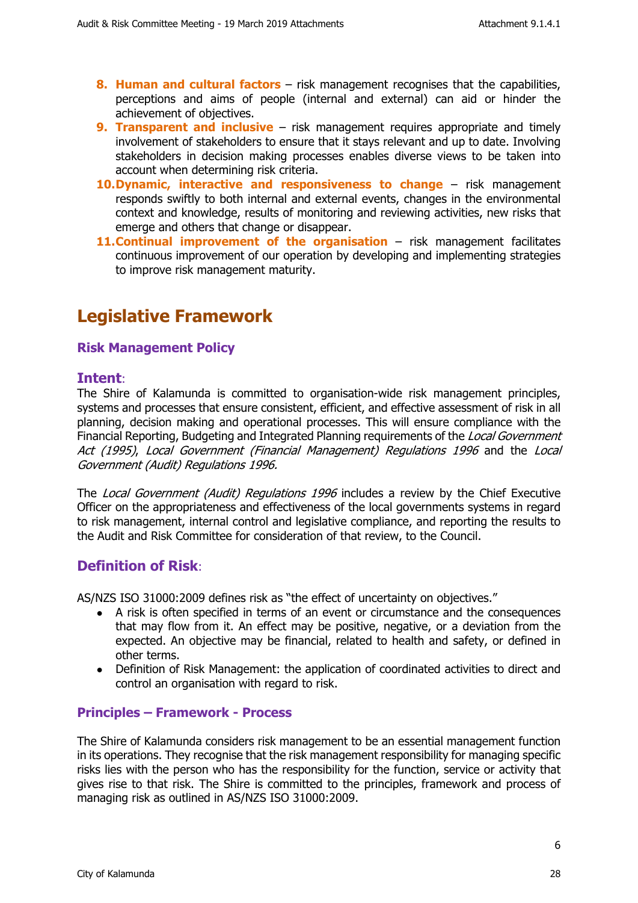8. **Human and cultural factors** – risk management recognises that the capabilities, perceptions and aims of people (internal and external) can aid or hinder the achievement of objectives.
9. **Transparent and inclusive** – risk management requires appropriate and timely involvement of stakeholders to ensure that it stays relevant and up to date. Involving stakeholders in decision making processes enables diverse views to be taken into account when determining risk criteria.
10. **Dynamic, interactive and responsiveness to change** – risk management responds swiftly to both internal and external events, changes in the environmental context and knowledge, results of monitoring and reviewing activities, new risks that emerge and others that change or disappear.
11. **Continual improvement of the organisation** – risk management facilitates continuous improvement of our operation by developing and implementing strategies to improve risk management maturity.

# Legislative Framework

### Risk Management Policy

## Intent:

The Shire of Kalamunda is committed to organisation-wide risk management principles, systems and processes that ensure consistent, efficient, and effective assessment of risk in all planning, decision making and operational processes. This will ensure compliance with the Financial Reporting, Budgeting and Integrated Planning requirements of the *Local Government Act (1995)*, *Local Government (Financial Management) Regulations 1996* and the *Local Government (Audit) Regulations 1996.*

The *Local Government (Audit) Regulations 1996* includes a review by the Chief Executive Officer on the appropriateness and effectiveness of the local governments systems in regard to risk management, internal control and legislative compliance, and reporting the results to the Audit and Risk Committee for consideration of that review, to the Council.

## Definition of Risk:

AS/NZS ISO 31000:2009 defines risk as "the effect of uncertainty on objectives."

- A risk is often specified in terms of an event or circumstance and the consequences that may flow from it. An effect may be positive, negative, or a deviation from the expected. An objective may be financial, related to health and safety, or defined in other terms.
- Definition of Risk Management: the application of coordinated activities to direct and control an organisation with regard to risk.

### Principles – Framework - Process

The Shire of Kalamunda considers risk management to be an essential management function in its operations. They recognise that the risk management responsibility for managing specific risks lies with the person who has the responsibility for the function, service or activity that gives rise to that risk. The Shire is committed to the principles, framework and process of managing risk as outlined in AS/NZS ISO 31000:2009.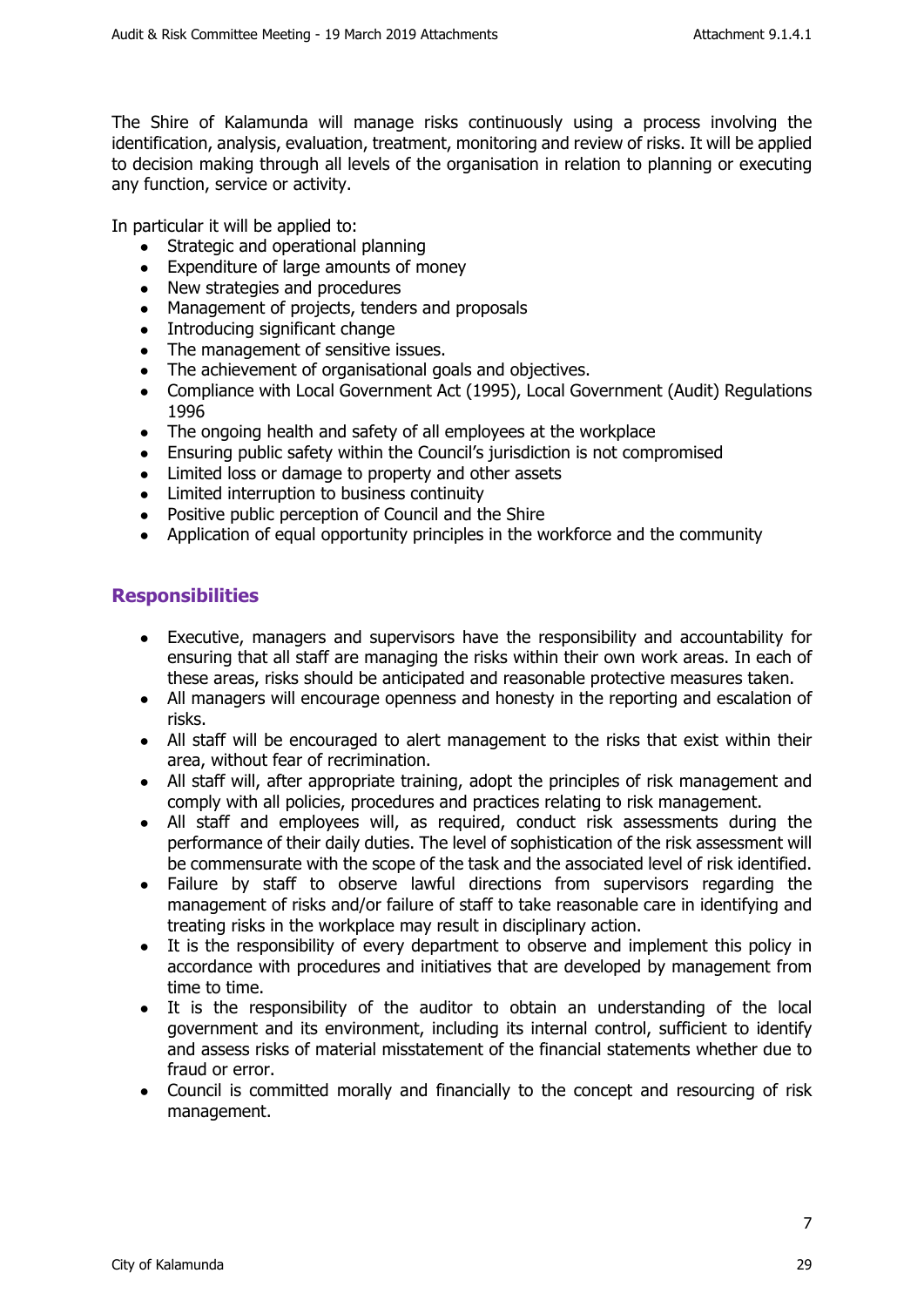The Shire of Kalamunda will manage risks continuously using a process involving the identification, analysis, evaluation, treatment, monitoring and review of risks. It will be applied to decision making through all levels of the organisation in relation to planning or executing any function, service or activity.

In particular it will be applied to:

- Strategic and operational planning
- Expenditure of large amounts of money
- New strategies and procedures
- Management of projects, tenders and proposals
- Introducing significant change
- The management of sensitive issues.
- The achievement of organisational goals and objectives.
- Compliance with Local Government Act (1995), Local Government (Audit) Regulations 1996
- The ongoing health and safety of all employees at the workplace
- Ensuring public safety within the Council's jurisdiction is not compromised
- Limited loss or damage to property and other assets
- Limited interruption to business continuity
- Positive public perception of Council and the Shire
- Application of equal opportunity principles in the workforce and the community

## Responsibilities

- Executive, managers and supervisors have the responsibility and accountability for ensuring that all staff are managing the risks within their own work areas. In each of these areas, risks should be anticipated and reasonable protective measures taken.
- All managers will encourage openness and honesty in the reporting and escalation of risks.
- All staff will be encouraged to alert management to the risks that exist within their area, without fear of recrimination.
- All staff will, after appropriate training, adopt the principles of risk management and comply with all policies, procedures and practices relating to risk management.
- All staff and employees will, as required, conduct risk assessments during the performance of their daily duties. The level of sophistication of the risk assessment will be commensurate with the scope of the task and the associated level of risk identified.
- Failure by staff to observe lawful directions from supervisors regarding the management of risks and/or failure of staff to take reasonable care in identifying and treating risks in the workplace may result in disciplinary action.
- It is the responsibility of every department to observe and implement this policy in accordance with procedures and initiatives that are developed by management from time to time.
- It is the responsibility of the auditor to obtain an understanding of the local government and its environment, including its internal control, sufficient to identify and assess risks of material misstatement of the financial statements whether due to fraud or error.
- Council is committed morally and financially to the concept and resourcing of risk management.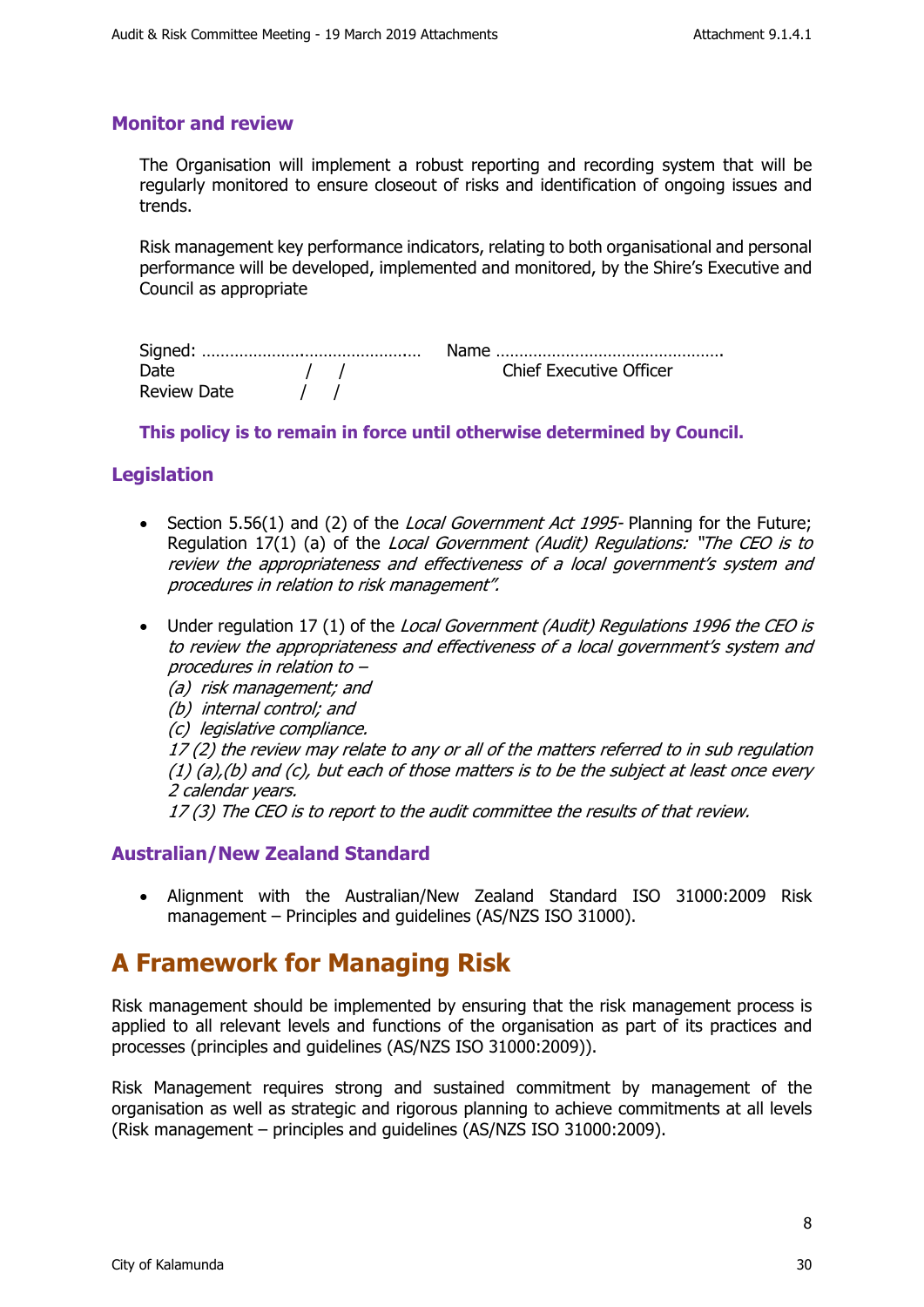### Monitor and review

The Organisation will implement a robust reporting and recording system that will be regularly monitored to ensure closeout of risks and identification of ongoing issues and trends.

Risk management key performance indicators, relating to both organisational and personal performance will be developed, implemented and monitored, by the Shire's Executive and Council as appropriate

Signed: ……………………………………… Name ………………………………………….
Date / / Chief Executive Officer
Review Date / /

**This policy is to remain in force until otherwise determined by Council.**

### Legislation

- Section 5.56(1) and (2) of the *Local Government Act 1995*- Planning for the Future; Regulation 17(1) (a) of the *Local Government (Audit) Regulations: "The CEO is to review the appropriateness and effectiveness of a local government's system and procedures in relation to risk management".*

- Under regulation 17 (1) of the *Local Government (Audit) Regulations 1996 the CEO is to review the appropriateness and effectiveness of a local government's system and procedures in relation to –*
  *(a) risk management; and*
  *(b) internal control; and*
  *(c) legislative compliance.*
  *17 (2) the review may relate to any or all of the matters referred to in sub regulation (1) (a),(b) and (c), but each of those matters is to be the subject at least once every 2 calendar years.*
  *17 (3) The CEO is to report to the audit committee the results of that review.*

### Australian/New Zealand Standard

- Alignment with the Australian/New Zealand Standard ISO 31000:2009 Risk management – Principles and guidelines (AS/NZS ISO 31000).

## A Framework for Managing Risk

Risk management should be implemented by ensuring that the risk management process is applied to all relevant levels and functions of the organisation as part of its practices and processes (principles and guidelines (AS/NZS ISO 31000:2009)).

Risk Management requires strong and sustained commitment by management of the organisation as well as strategic and rigorous planning to achieve commitments at all levels (Risk management – principles and guidelines (AS/NZS ISO 31000:2009).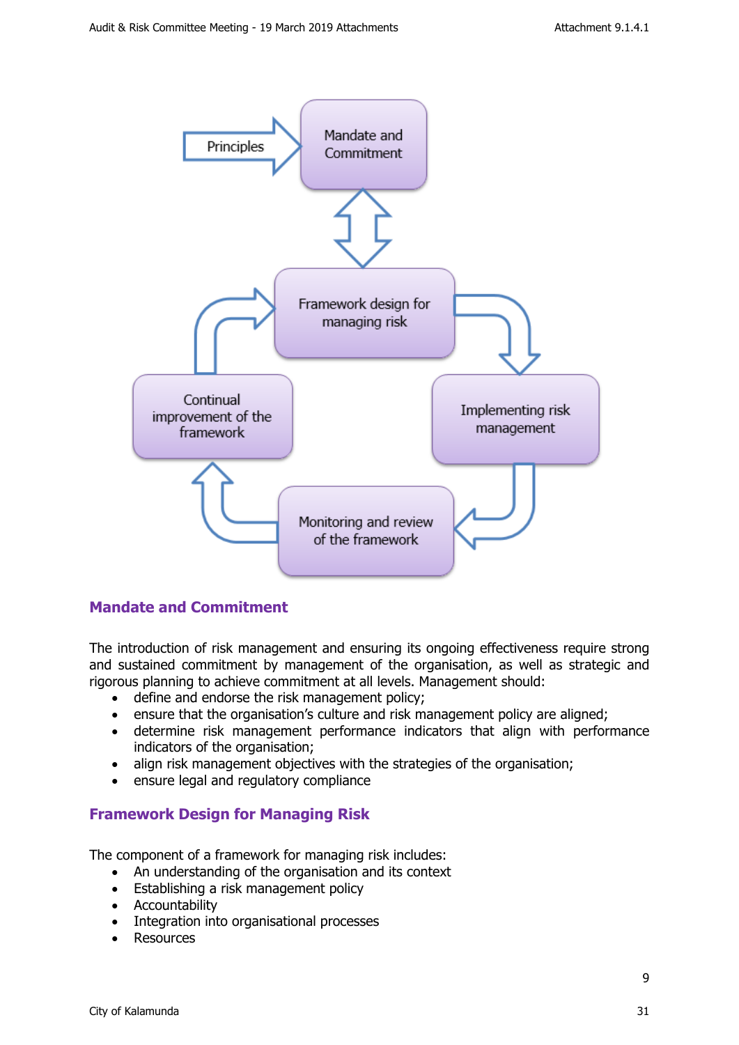Principles

Mandate and Commitment

Framework design for managing risk

Implementing risk management

Monitoring and review of the framework

Continual improvement of the framework

## Mandate and Commitment

The introduction of risk management and ensuring its ongoing effectiveness require strong and sustained commitment by management of the organisation, as well as strategic and rigorous planning to achieve commitment at all levels. Management should:

- define and endorse the risk management policy;
- ensure that the organisation's culture and risk management policy are aligned;
- determine risk management performance indicators that align with performance indicators of the organisation;
- align risk management objectives with the strategies of the organisation;
- ensure legal and regulatory compliance

## Framework Design for Managing Risk

The component of a framework for managing risk includes:

- An understanding of the organisation and its context
- Establishing a risk management policy
- Accountability
- Integration into organisational processes
- Resources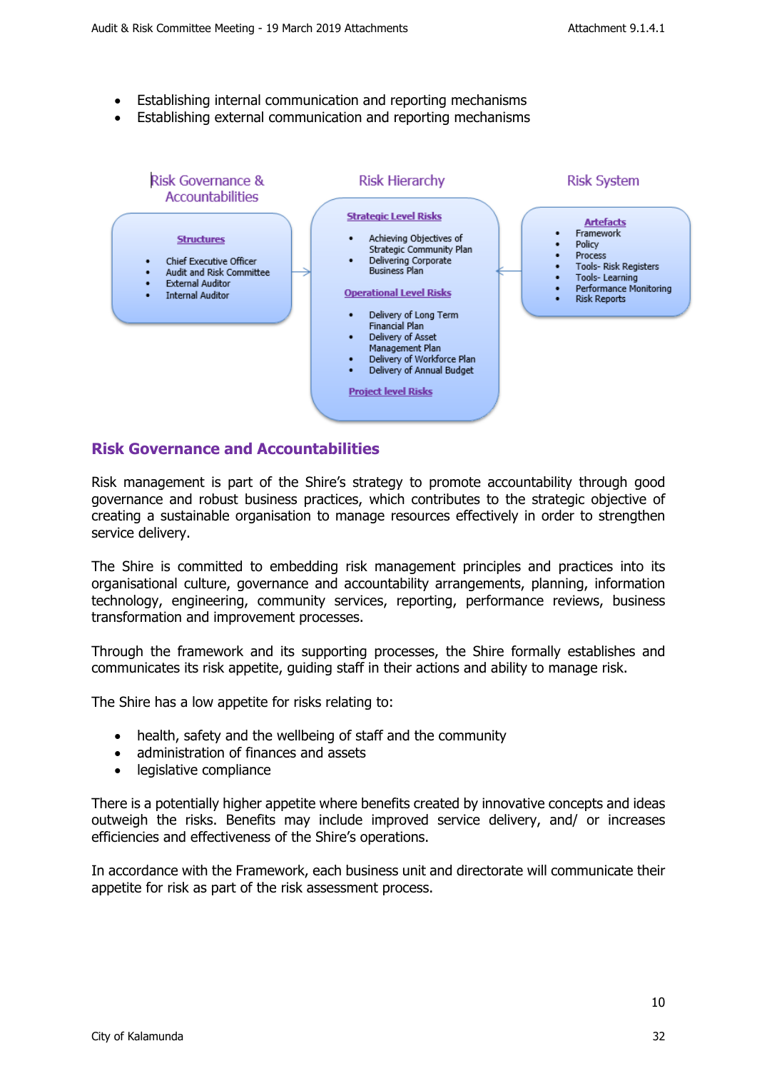- Establishing internal communication and reporting mechanisms
- Establishing external communication and reporting mechanisms

**Risk Governance & Accountabilities**

**Structures**

- Chief Executive Officer
- Audit and Risk Committee
- External Auditor
- Internal Auditor

**Risk Hierarchy**

**Strategic Level Risks**

- Achieving Objectives of Strategic Community Plan
- Delivering Corporate Business Plan

**Operational Level Risks**

- Delivery of Long Term Financial Plan
- Delivery of Asset Management Plan
- Delivery of Workforce Plan
- Delivery of Annual Budget

**Project level Risks**

**Risk System**

**Artefacts**

- Framework
- Policy
- Process
- Tools- Risk Registers
- Tools- Learning
- Performance Monitoring
- Risk Reports

## Risk Governance and Accountabilities

Risk management is part of the Shire's strategy to promote accountability through good governance and robust business practices, which contributes to the strategic objective of creating a sustainable organisation to manage resources effectively in order to strengthen service delivery.

The Shire is committed to embedding risk management principles and practices into its organisational culture, governance and accountability arrangements, planning, information technology, engineering, community services, reporting, performance reviews, business transformation and improvement processes.

Through the framework and its supporting processes, the Shire formally establishes and communicates its risk appetite, guiding staff in their actions and ability to manage risk.

The Shire has a low appetite for risks relating to:

- health, safety and the wellbeing of staff and the community
- administration of finances and assets
- legislative compliance

There is a potentially higher appetite where benefits created by innovative concepts and ideas outweigh the risks. Benefits may include improved service delivery, and/ or increases efficiencies and effectiveness of the Shire's operations.

In accordance with the Framework, each business unit and directorate will communicate their appetite for risk as part of the risk assessment process.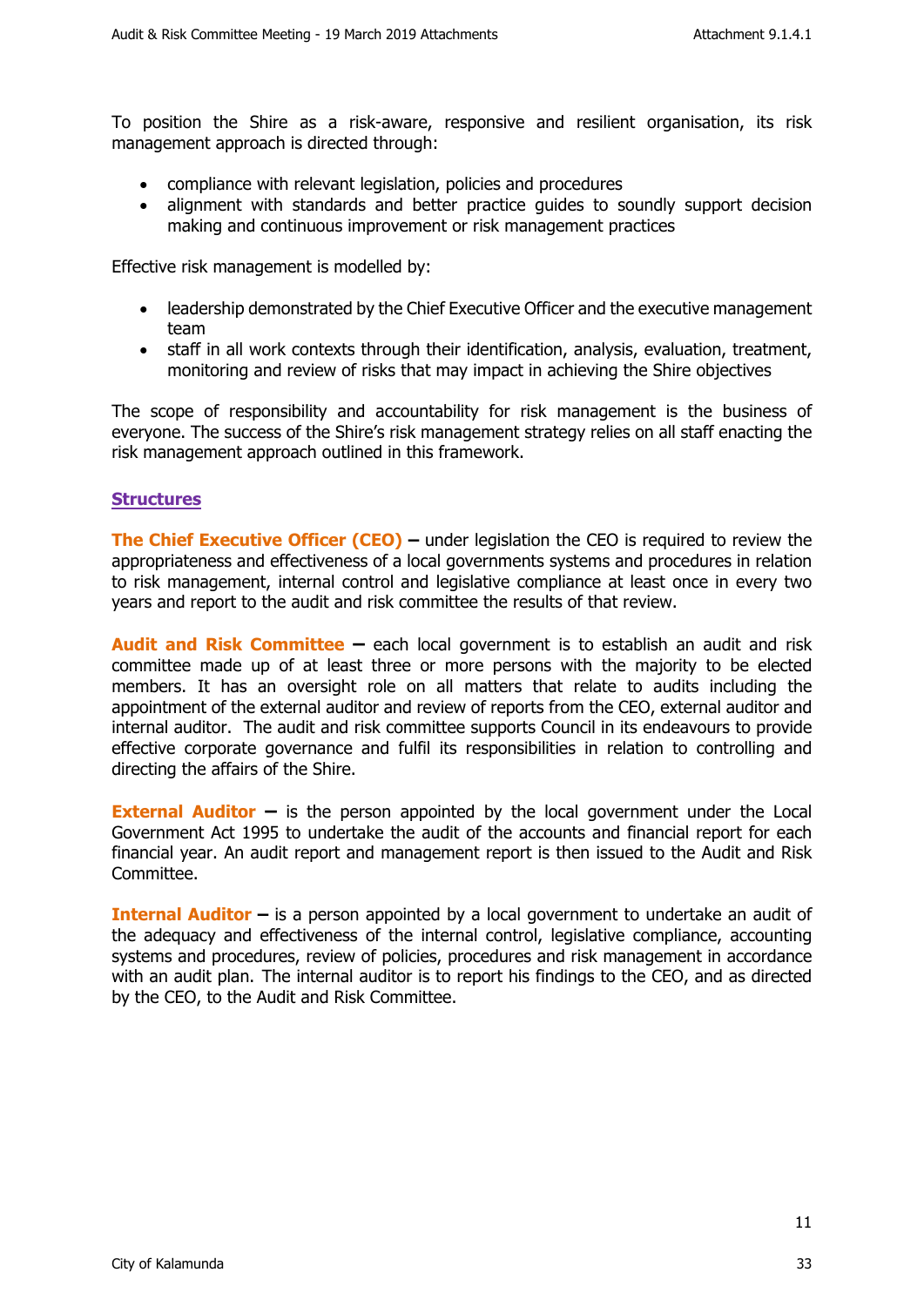To position the Shire as a risk-aware, responsive and resilient organisation, its risk management approach is directed through:

- compliance with relevant legislation, policies and procedures
- alignment with standards and better practice guides to soundly support decision making and continuous improvement or risk management practices

Effective risk management is modelled by:

- leadership demonstrated by the Chief Executive Officer and the executive management team
- staff in all work contexts through their identification, analysis, evaluation, treatment, monitoring and review of risks that may impact in achieving the Shire objectives

The scope of responsibility and accountability for risk management is the business of everyone. The success of the Shire's risk management strategy relies on all staff enacting the risk management approach outlined in this framework.

## Structures

**The Chief Executive Officer (CEO) –** under legislation the CEO is required to review the appropriateness and effectiveness of a local governments systems and procedures in relation to risk management, internal control and legislative compliance at least once in every two years and report to the audit and risk committee the results of that review.

**Audit and Risk Committee –** each local government is to establish an audit and risk committee made up of at least three or more persons with the majority to be elected members. It has an oversight role on all matters that relate to audits including the appointment of the external auditor and review of reports from the CEO, external auditor and internal auditor. The audit and risk committee supports Council in its endeavours to provide effective corporate governance and fulfil its responsibilities in relation to controlling and directing the affairs of the Shire.

**External Auditor –** is the person appointed by the local government under the Local Government Act 1995 to undertake the audit of the accounts and financial report for each financial year. An audit report and management report is then issued to the Audit and Risk Committee.

**Internal Auditor –** is a person appointed by a local government to undertake an audit of the adequacy and effectiveness of the internal control, legislative compliance, accounting systems and procedures, review of policies, procedures and risk management in accordance with an audit plan. The internal auditor is to report his findings to the CEO, and as directed by the CEO, to the Audit and Risk Committee.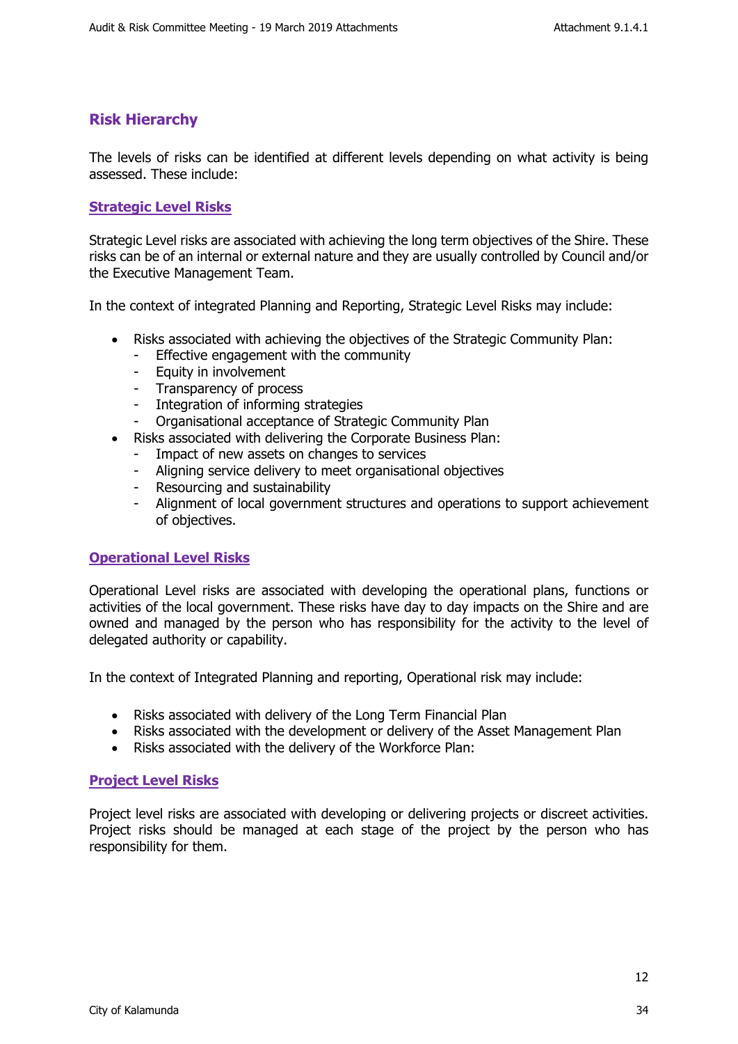## Risk Hierarchy

The levels of risks can be identified at different levels depending on what activity is being assessed. These include:

### Strategic Level Risks

Strategic Level risks are associated with achieving the long term objectives of the Shire. These risks can be of an internal or external nature and they are usually controlled by Council and/or the Executive Management Team.

In the context of integrated Planning and Reporting, Strategic Level Risks may include:

- Risks associated with achieving the objectives of the Strategic Community Plan:
  - Effective engagement with the community
  - Equity in involvement
  - Transparency of process
  - Integration of informing strategies
  - Organisational acceptance of Strategic Community Plan
- Risks associated with delivering the Corporate Business Plan:
  - Impact of new assets on changes to services
  - Aligning service delivery to meet organisational objectives
  - Resourcing and sustainability
  - Alignment of local government structures and operations to support achievement of objectives.

### Operational Level Risks

Operational Level risks are associated with developing the operational plans, functions or activities of the local government. These risks have day to day impacts on the Shire and are owned and managed by the person who has responsibility for the activity to the level of delegated authority or capability.

In the context of Integrated Planning and reporting, Operational risk may include:

- Risks associated with delivery of the Long Term Financial Plan
- Risks associated with the development or delivery of the Asset Management Plan
- Risks associated with the delivery of the Workforce Plan:

### Project Level Risks

Project level risks are associated with developing or delivering projects or discreet activities. Project risks should be managed at each stage of the project by the person who has responsibility for them.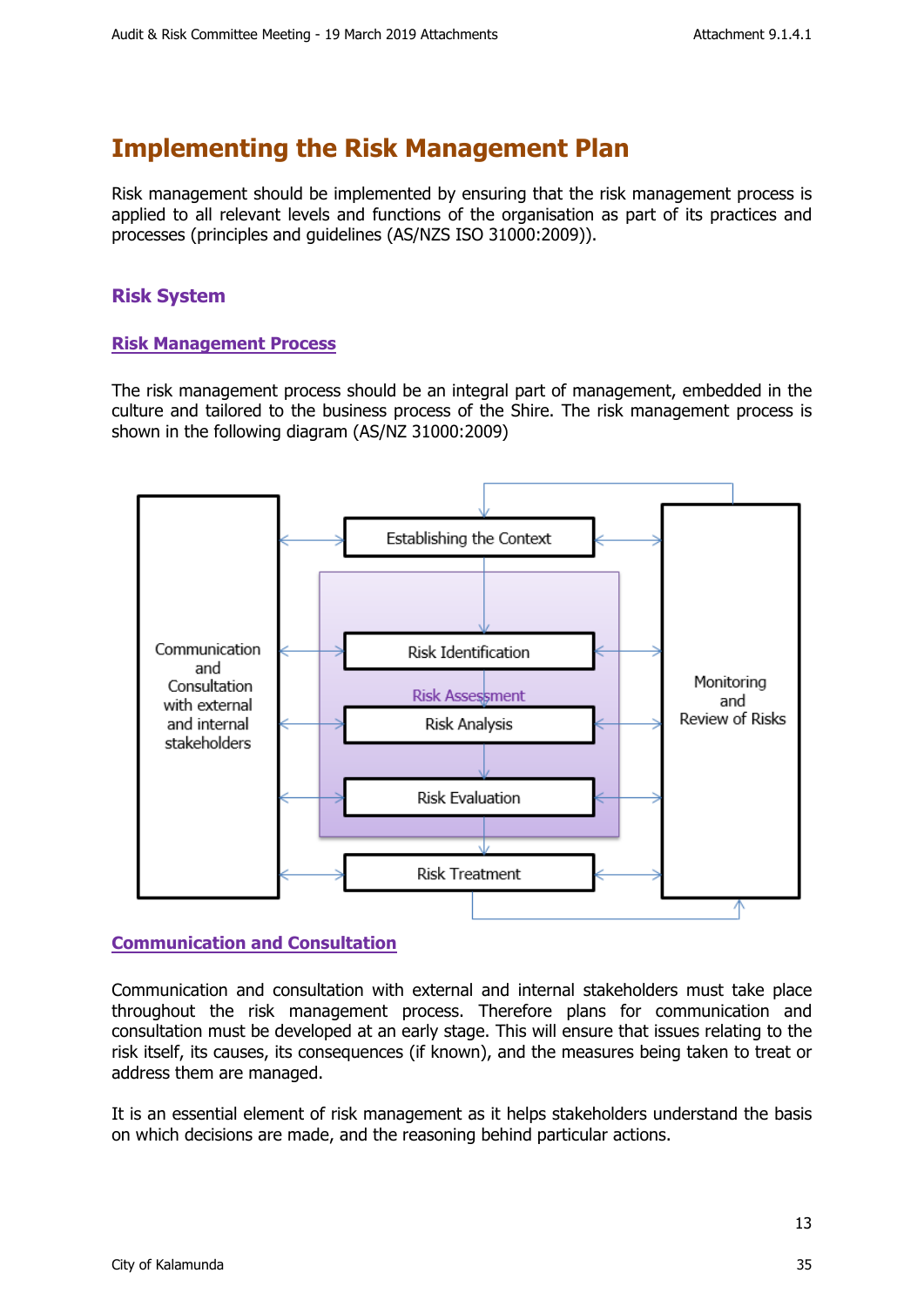# Implementing the Risk Management Plan

Risk management should be implemented by ensuring that the risk management process is applied to all relevant levels and functions of the organisation as part of its practices and processes (principles and guidelines (AS/NZS ISO 31000:2009)).

## Risk System

### Risk Management Process

The risk management process should be an integral part of management, embedded in the culture and tailored to the business process of the Shire. The risk management process is shown in the following diagram (AS/NZ 31000:2009)

Communication and Consultation with external and internal stakeholders

Establishing the Context

Risk Assessment

Risk Identification

Risk Analysis

Risk Evaluation

Risk Treatment

Monitoring and Review of Risks

### Communication and Consultation

Communication and consultation with external and internal stakeholders must take place throughout the risk management process. Therefore plans for communication and consultation must be developed at an early stage. This will ensure that issues relating to the risk itself, its causes, its consequences (if known), and the measures being taken to treat or address them are managed.

It is an essential element of risk management as it helps stakeholders understand the basis on which decisions are made, and the reasoning behind particular actions.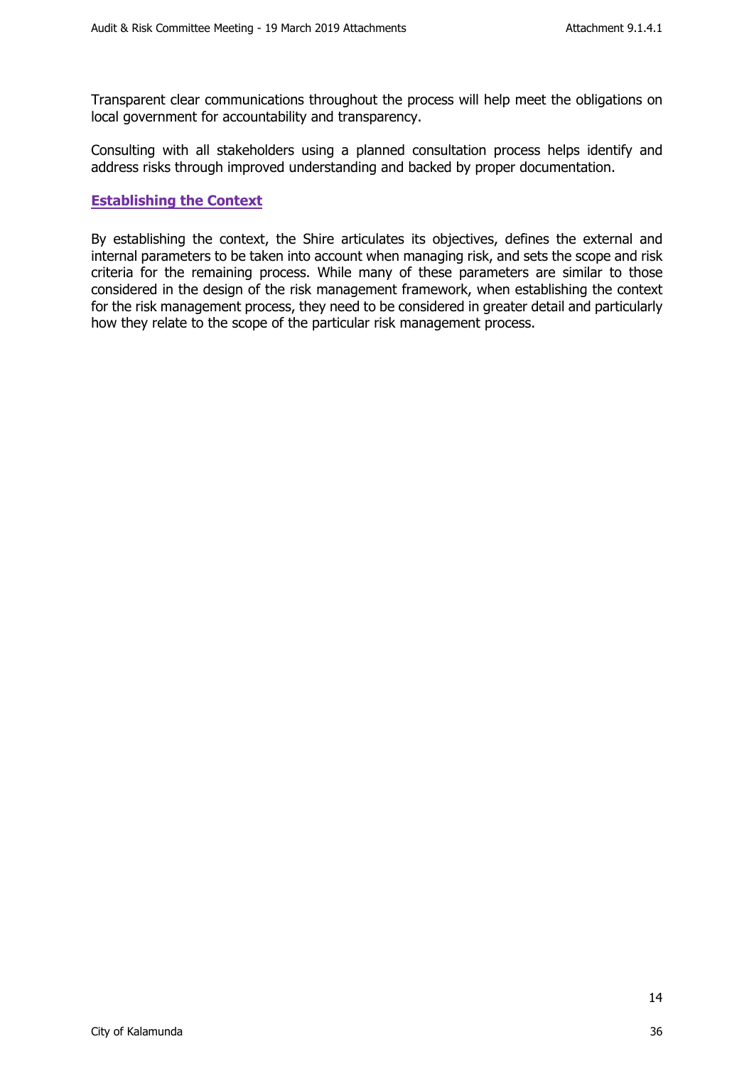Transparent clear communications throughout the process will help meet the obligations on local government for accountability and transparency.

Consulting with all stakeholders using a planned consultation process helps identify and address risks through improved understanding and backed by proper documentation.

## Establishing the Context

By establishing the context, the Shire articulates its objectives, defines the external and internal parameters to be taken into account when managing risk, and sets the scope and risk criteria for the remaining process. While many of these parameters are similar to those considered in the design of the risk management framework, when establishing the context for the risk management process, they need to be considered in greater detail and particularly how they relate to the scope of the particular risk management process.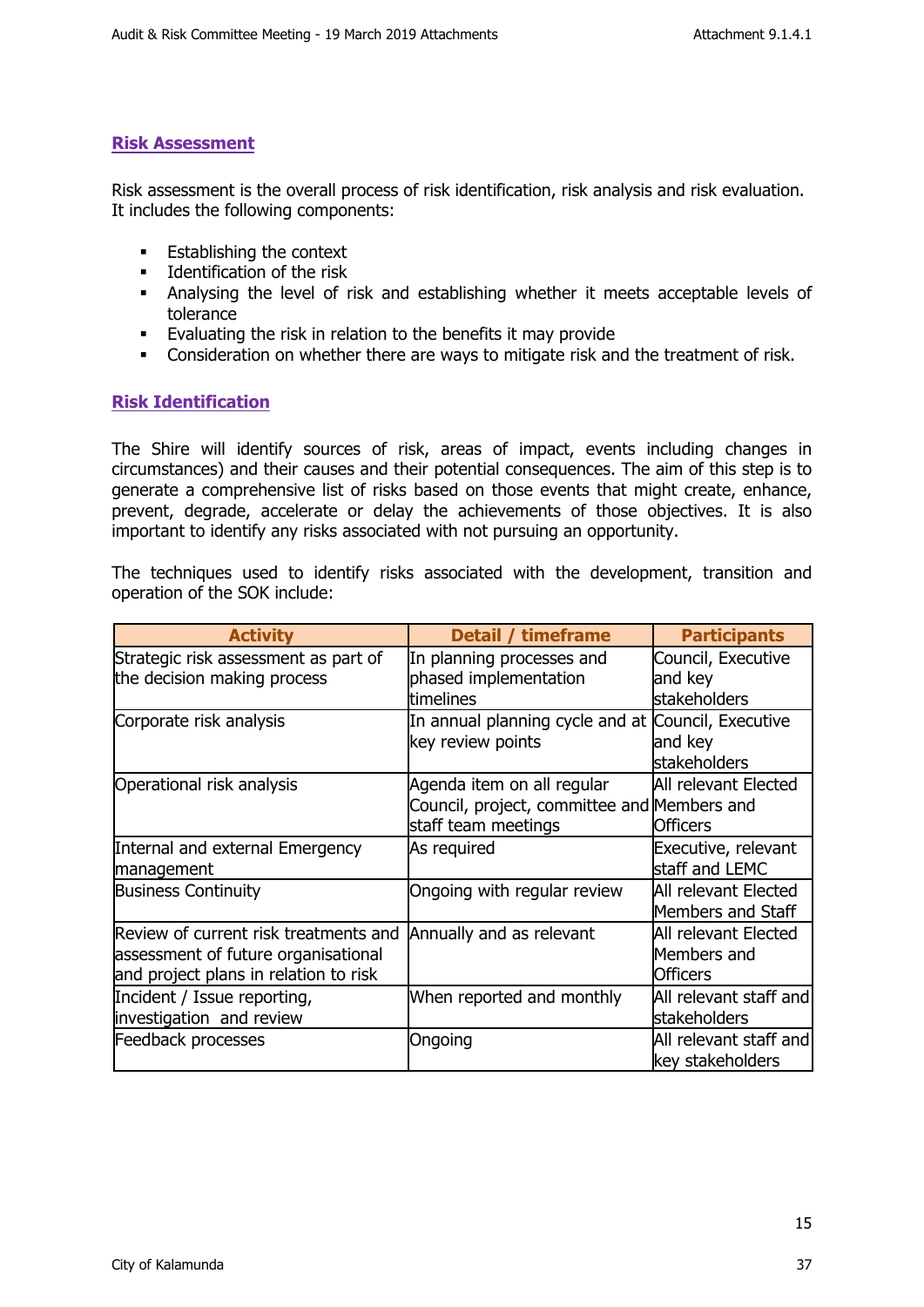## Risk Assessment

Risk assessment is the overall process of risk identification, risk analysis and risk evaluation. It includes the following components:

- Establishing the context
- Identification of the risk
- Analysing the level of risk and establishing whether it meets acceptable levels of tolerance
- Evaluating the risk in relation to the benefits it may provide
- Consideration on whether there are ways to mitigate risk and the treatment of risk.

## Risk Identification

The Shire will identify sources of risk, areas of impact, events including changes in circumstances) and their causes and their potential consequences. The aim of this step is to generate a comprehensive list of risks based on those events that might create, enhance, prevent, degrade, accelerate or delay the achievements of those objectives. It is also important to identify any risks associated with not pursuing an opportunity.

The techniques used to identify risks associated with the development, transition and operation of the SOK include:

| Activity | Detail / timeframe | Participants |
|---|---|---|
| Strategic risk assessment as part of the decision making process | In planning processes and phased implementation timelines | Council, Executive and key stakeholders |
| Corporate risk analysis | In annual planning cycle and at key review points | Council, Executive and key stakeholders |
| Operational risk analysis | Agenda item on all regular Council, project, committee and staff team meetings | All relevant Elected Members and Officers |
| Internal and external Emergency management | As required | Executive, relevant staff and LEMC |
| Business Continuity | Ongoing with regular review | All relevant Elected Members and Staff |
| Review of current risk treatments and assessment of future organisational and project plans in relation to risk | Annually and as relevant | All relevant Elected Members and Officers |
| Incident / Issue reporting, investigation and review | When reported and monthly | All relevant staff and stakeholders |
| Feedback processes | Ongoing | All relevant staff and key stakeholders |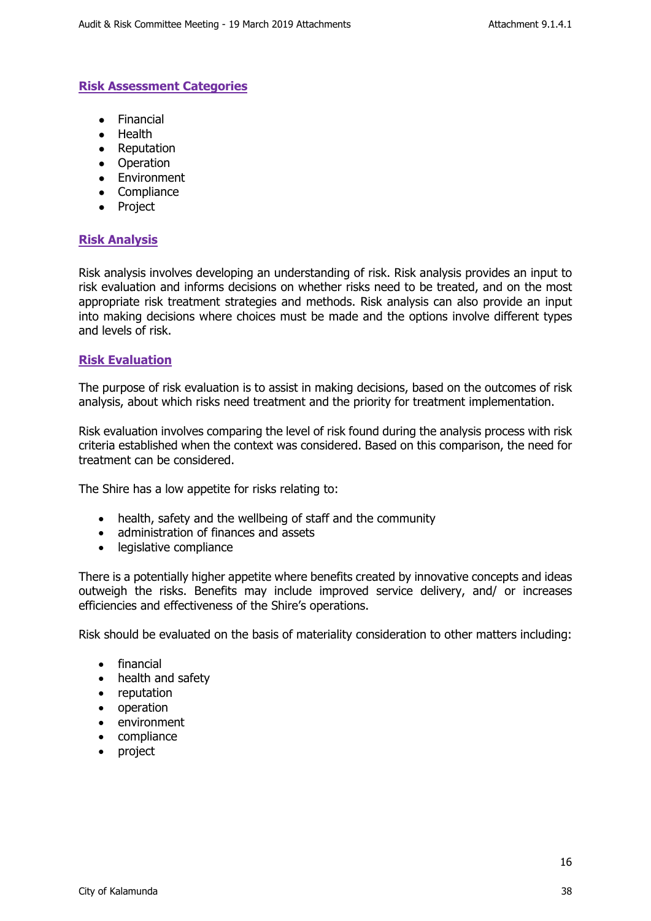## Risk Assessment Categories

- Financial
- Health
- Reputation
- Operation
- Environment
- Compliance
- Project

## Risk Analysis

Risk analysis involves developing an understanding of risk. Risk analysis provides an input to risk evaluation and informs decisions on whether risks need to be treated, and on the most appropriate risk treatment strategies and methods. Risk analysis can also provide an input into making decisions where choices must be made and the options involve different types and levels of risk.

## Risk Evaluation

The purpose of risk evaluation is to assist in making decisions, based on the outcomes of risk analysis, about which risks need treatment and the priority for treatment implementation.

Risk evaluation involves comparing the level of risk found during the analysis process with risk criteria established when the context was considered. Based on this comparison, the need for treatment can be considered.

The Shire has a low appetite for risks relating to:

- health, safety and the wellbeing of staff and the community
- administration of finances and assets
- legislative compliance

There is a potentially higher appetite where benefits created by innovative concepts and ideas outweigh the risks. Benefits may include improved service delivery, and/ or increases efficiencies and effectiveness of the Shire's operations.

Risk should be evaluated on the basis of materiality consideration to other matters including:

- financial
- health and safety
- reputation
- operation
- environment
- compliance
- project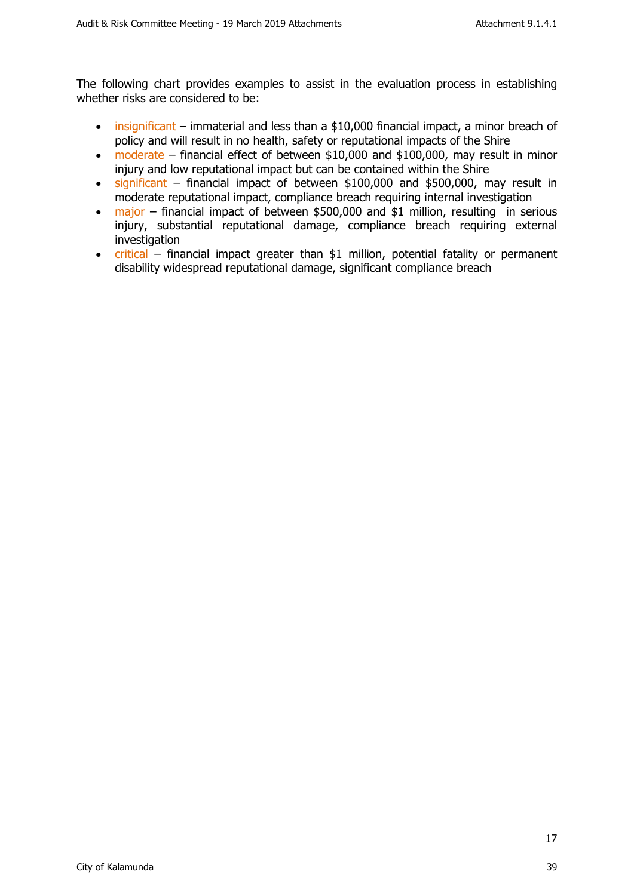The following chart provides examples to assist in the evaluation process in establishing whether risks are considered to be:

- insignificant – immaterial and less than a $10,000 financial impact, a minor breach of policy and will result in no health, safety or reputational impacts of the Shire
- moderate – financial effect of between $10,000 and $100,000, may result in minor injury and low reputational impact but can be contained within the Shire
- significant – financial impact of between $100,000 and $500,000, may result in moderate reputational impact, compliance breach requiring internal investigation
- major – financial impact of between $500,000 and $1 million, resulting in serious injury, substantial reputational damage, compliance breach requiring external investigation
- critical – financial impact greater than $1 million, potential fatality or permanent disability widespread reputational damage, significant compliance breach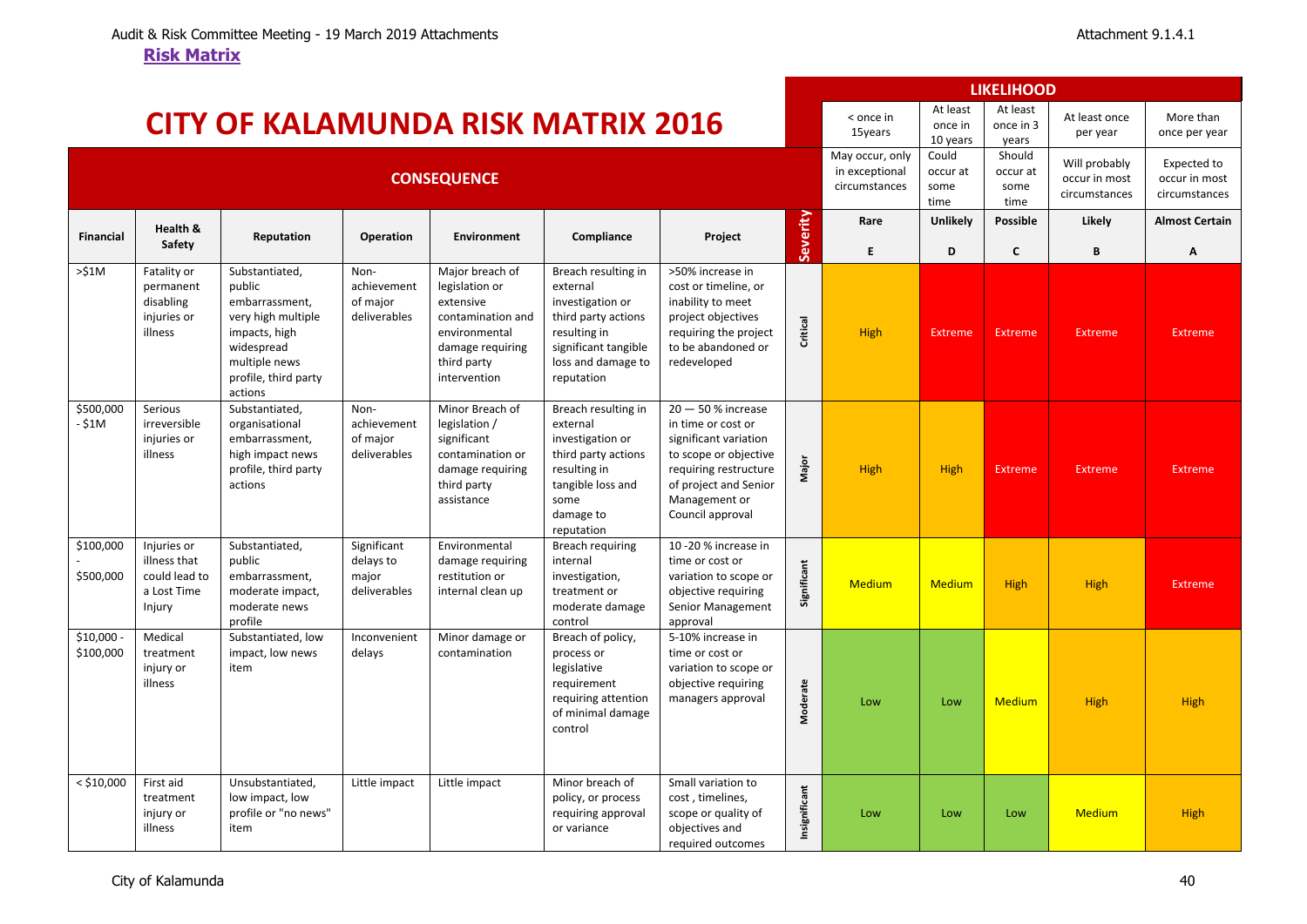**Risk Matrix**

# CITY OF KALAMUNDA RISK MATRIX 2016

| CONSEQUENCE | | | | | | | | LIKELIHOOD | | | | |
|---|---|---|---|---|---|---|---|---|---|---|---|---|
| | | | | | | | | < once in 15years | At least once in 10 years | At least once in 3 years | At least once per year | More than once per year |
| | | | | | | | | May occur, only in exceptional circumstances | Could occur at some time | Should occur at some time | Will probably occur in most circumstances | Expected to occur in most circumstances |
| **Financial** | **Health & Safety** | **Reputation** | **Operation** | **Environment** | **Compliance** | **Project** | **Severity** | **Rare** E | **Unlikely** D | **Possible** C | **Likely** B | **Almost Certain** A |
| >$1M | Fatality or permanent disabling injuries or illness | Substantiated, public embarrassment, very high multiple impacts, high widespread multiple news profile, third party actions | Non-achievement of major deliverables | Major breach of legislation or extensive contamination and environmental damage requiring third party intervention | Breach resulting in external investigation or third party actions resulting in significant tangible loss and damage to reputation | >50% increase in cost or timeline, or inability to meet project objectives requiring the project to be abandoned or redeveloped | Critical | High | Extreme | Extreme | Extreme | Extreme |
| $500,000 - $1M | Serious irreversible injuries or illness | Substantiated, organisational embarrassment, high impact news profile, third party actions | Non-achievement of major deliverables | Minor Breach of legislation / significant contamination or damage requiring third party assistance | Breach resulting in external investigation or third party actions resulting in tangible loss and some damage to reputation | 20 — 50 % increase in time or cost or significant variation to scope or objective requiring restructure of project and Senior Management or Council approval | Major | High | High | Extreme | Extreme | Extreme |
| $100,000 - $500,000 | Injuries or illness that could lead to a Lost Time Injury | Substantiated, public embarrassment, moderate impact, moderate news profile | Significant delays to major deliverables | Environmental damage requiring restitution or internal clean up | Breach requiring internal investigation, treatment or moderate damage control | 10 -20 % increase in time or cost or variation to scope or objective requiring Senior Management approval | Significant | Medium | Medium | High | High | Extreme |
| $10,000 - $100,000 | Medical treatment injury or illness | Substantiated, low impact, low news item | Inconvenient delays | Minor damage or contamination | Breach of policy, process or legislative requirement requiring attention of minimal damage control | 5-10% increase in time or cost or variation to scope or objective requiring managers approval | Moderate | Low | Low | Medium | High | High |
| < $10,000 | First aid treatment injury or illness | Unsubstantiated, low impact, low profile or "no news" item | Little impact | Little impact | Minor breach of policy, or process requiring approval or variance | Small variation to cost , timelines, scope or quality of objectives and required outcomes | Insignificant | Low | Low | Low | Medium | High |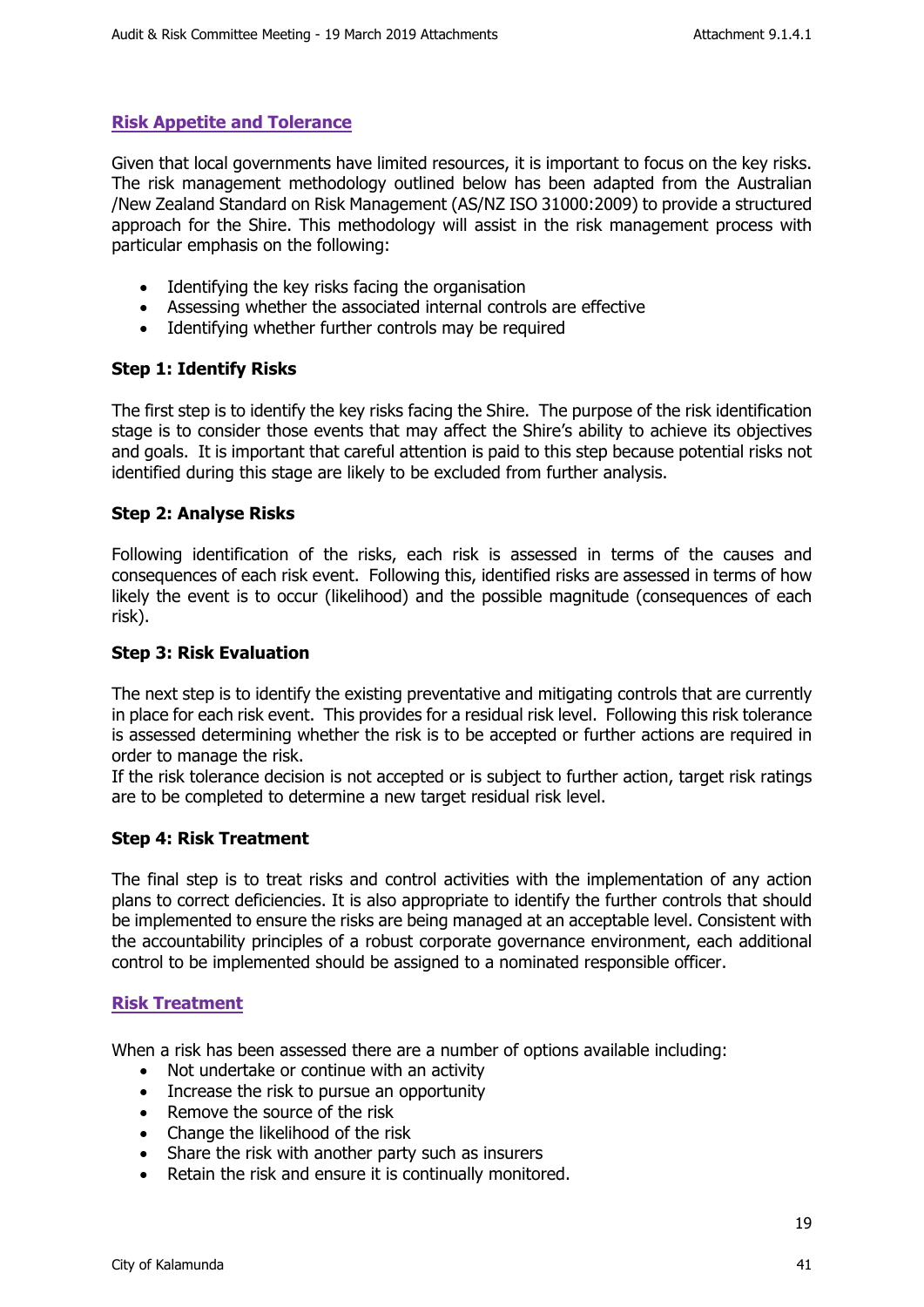## Risk Appetite and Tolerance

Given that local governments have limited resources, it is important to focus on the key risks. The risk management methodology outlined below has been adapted from the Australian /New Zealand Standard on Risk Management (AS/NZ ISO 31000:2009) to provide a structured approach for the Shire. This methodology will assist in the risk management process with particular emphasis on the following:

- Identifying the key risks facing the organisation
- Assessing whether the associated internal controls are effective
- Identifying whether further controls may be required

### Step 1: Identify Risks

The first step is to identify the key risks facing the Shire. The purpose of the risk identification stage is to consider those events that may affect the Shire's ability to achieve its objectives and goals. It is important that careful attention is paid to this step because potential risks not identified during this stage are likely to be excluded from further analysis.

### Step 2: Analyse Risks

Following identification of the risks, each risk is assessed in terms of the causes and consequences of each risk event. Following this, identified risks are assessed in terms of how likely the event is to occur (likelihood) and the possible magnitude (consequences of each risk).

### Step 3: Risk Evaluation

The next step is to identify the existing preventative and mitigating controls that are currently in place for each risk event. This provides for a residual risk level. Following this risk tolerance is assessed determining whether the risk is to be accepted or further actions are required in order to manage the risk.
If the risk tolerance decision is not accepted or is subject to further action, target risk ratings are to be completed to determine a new target residual risk level.

### Step 4: Risk Treatment

The final step is to treat risks and control activities with the implementation of any action plans to correct deficiencies. It is also appropriate to identify the further controls that should be implemented to ensure the risks are being managed at an acceptable level. Consistent with the accountability principles of a robust corporate governance environment, each additional control to be implemented should be assigned to a nominated responsible officer.

## Risk Treatment

When a risk has been assessed there are a number of options available including:

- Not undertake or continue with an activity
- Increase the risk to pursue an opportunity
- Remove the source of the risk
- Change the likelihood of the risk
- Share the risk with another party such as insurers
- Retain the risk and ensure it is continually monitored.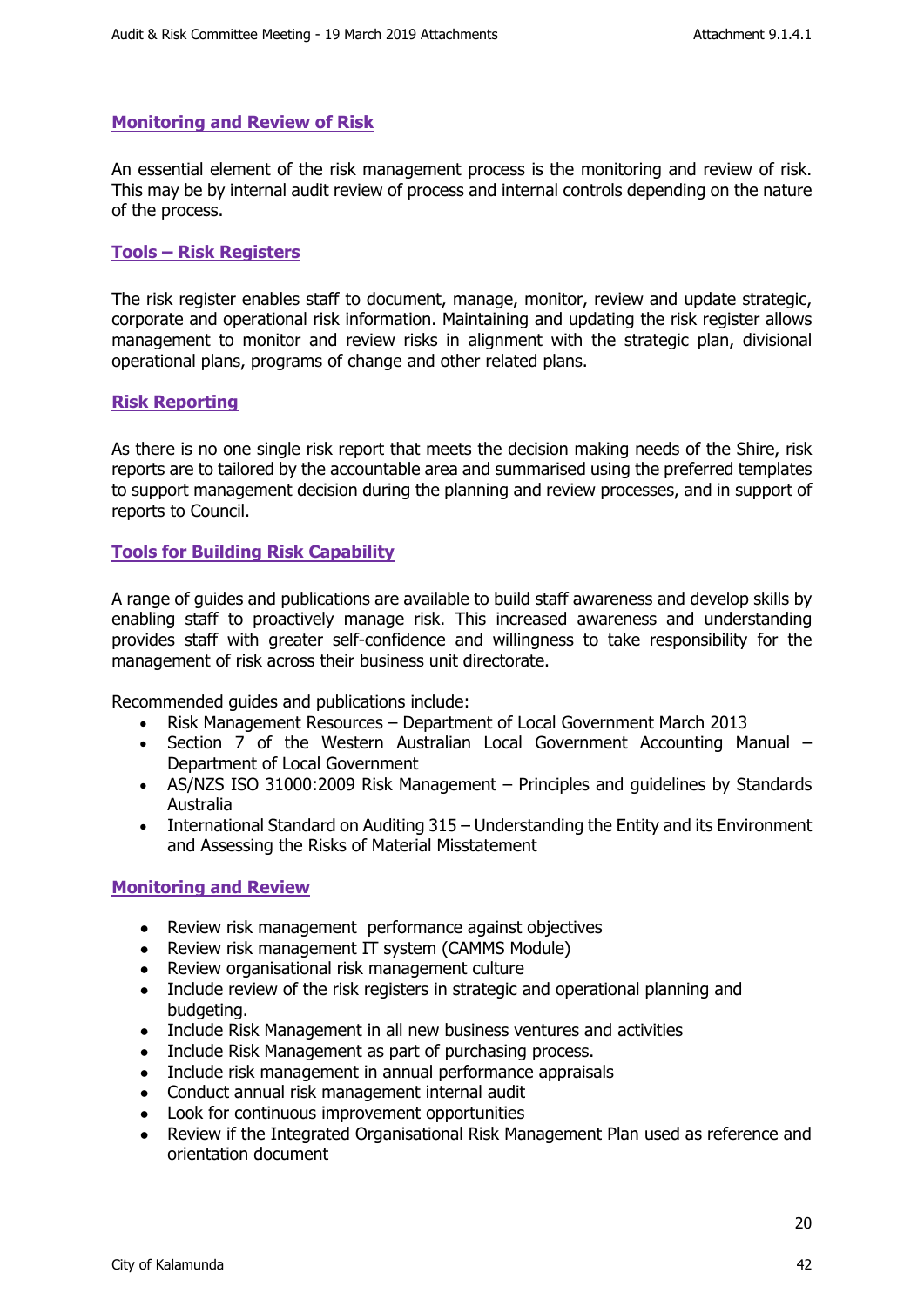## Monitoring and Review of Risk

An essential element of the risk management process is the monitoring and review of risk. This may be by internal audit review of process and internal controls depending on the nature of the process.

## Tools – Risk Registers

The risk register enables staff to document, manage, monitor, review and update strategic, corporate and operational risk information. Maintaining and updating the risk register allows management to monitor and review risks in alignment with the strategic plan, divisional operational plans, programs of change and other related plans.

## Risk Reporting

As there is no one single risk report that meets the decision making needs of the Shire, risk reports are to tailored by the accountable area and summarised using the preferred templates to support management decision during the planning and review processes, and in support of reports to Council.

## Tools for Building Risk Capability

A range of guides and publications are available to build staff awareness and develop skills by enabling staff to proactively manage risk. This increased awareness and understanding provides staff with greater self-confidence and willingness to take responsibility for the management of risk across their business unit directorate.

Recommended guides and publications include:

- Risk Management Resources – Department of Local Government March 2013
- Section 7 of the Western Australian Local Government Accounting Manual – Department of Local Government
- AS/NZS ISO 31000:2009 Risk Management – Principles and guidelines by Standards Australia
- International Standard on Auditing 315 – Understanding the Entity and its Environment and Assessing the Risks of Material Misstatement

## Monitoring and Review

- Review risk management performance against objectives
- Review risk management IT system (CAMMS Module)
- Review organisational risk management culture
- Include review of the risk registers in strategic and operational planning and budgeting.
- Include Risk Management in all new business ventures and activities
- Include Risk Management as part of purchasing process.
- Include risk management in annual performance appraisals
- Conduct annual risk management internal audit
- Look for continuous improvement opportunities
- Review if the Integrated Organisational Risk Management Plan used as reference and orientation document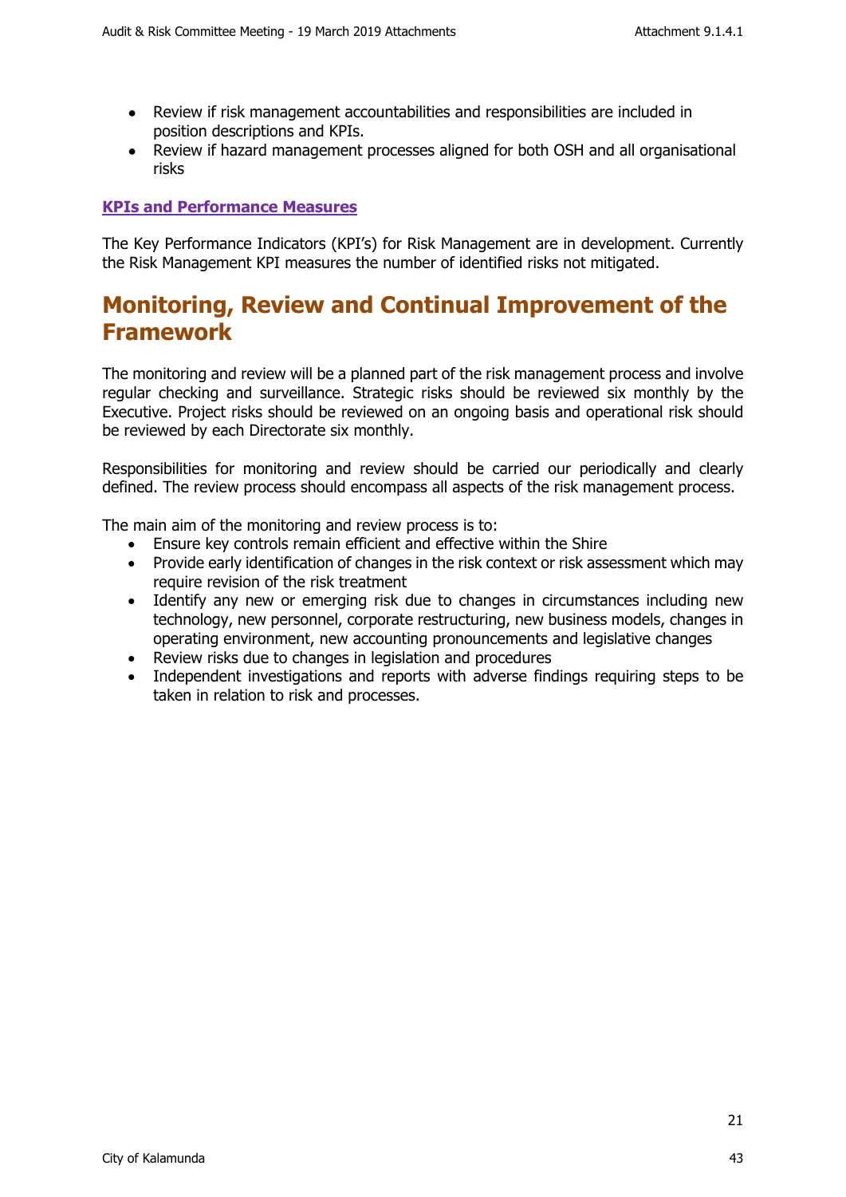- Review if risk management accountabilities and responsibilities are included in position descriptions and KPIs.
- Review if hazard management processes aligned for both OSH and all organisational risks

### KPIs and Performance Measures

The Key Performance Indicators (KPI's) for Risk Management are in development. Currently the Risk Management KPI measures the number of identified risks not mitigated.

## Monitoring, Review and Continual Improvement of the Framework

The monitoring and review will be a planned part of the risk management process and involve regular checking and surveillance. Strategic risks should be reviewed six monthly by the Executive. Project risks should be reviewed on an ongoing basis and operational risk should be reviewed by each Directorate six monthly.

Responsibilities for monitoring and review should be carried our periodically and clearly defined. The review process should encompass all aspects of the risk management process.

The main aim of the monitoring and review process is to:

- Ensure key controls remain efficient and effective within the Shire
- Provide early identification of changes in the risk context or risk assessment which may require revision of the risk treatment
- Identify any new or emerging risk due to changes in circumstances including new technology, new personnel, corporate restructuring, new business models, changes in operating environment, new accounting pronouncements and legislative changes
- Review risks due to changes in legislation and procedures
- Independent investigations and reports with adverse findings requiring steps to be taken in relation to risk and processes.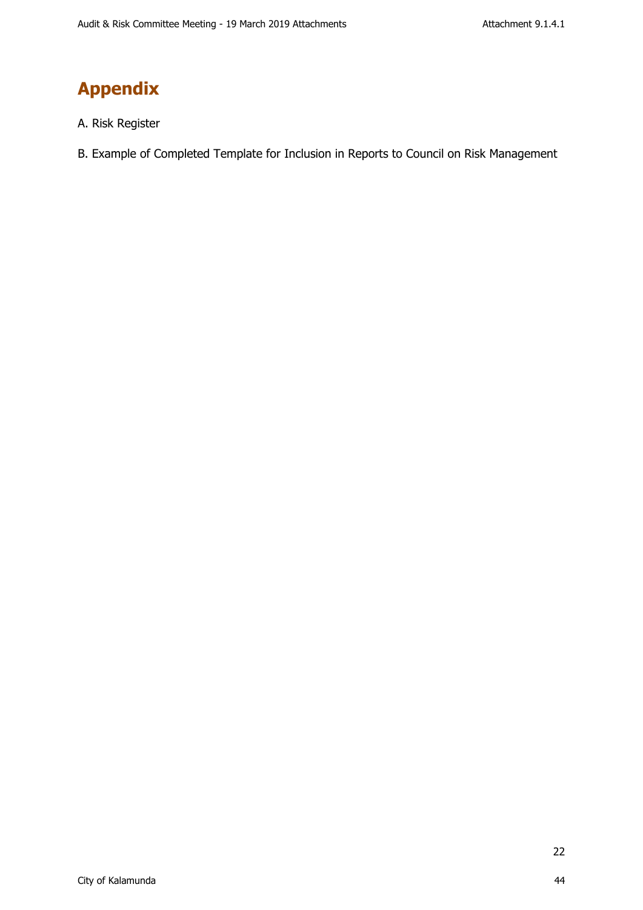# Appendix

A. Risk Register

B. Example of Completed Template for Inclusion in Reports to Council on Risk Management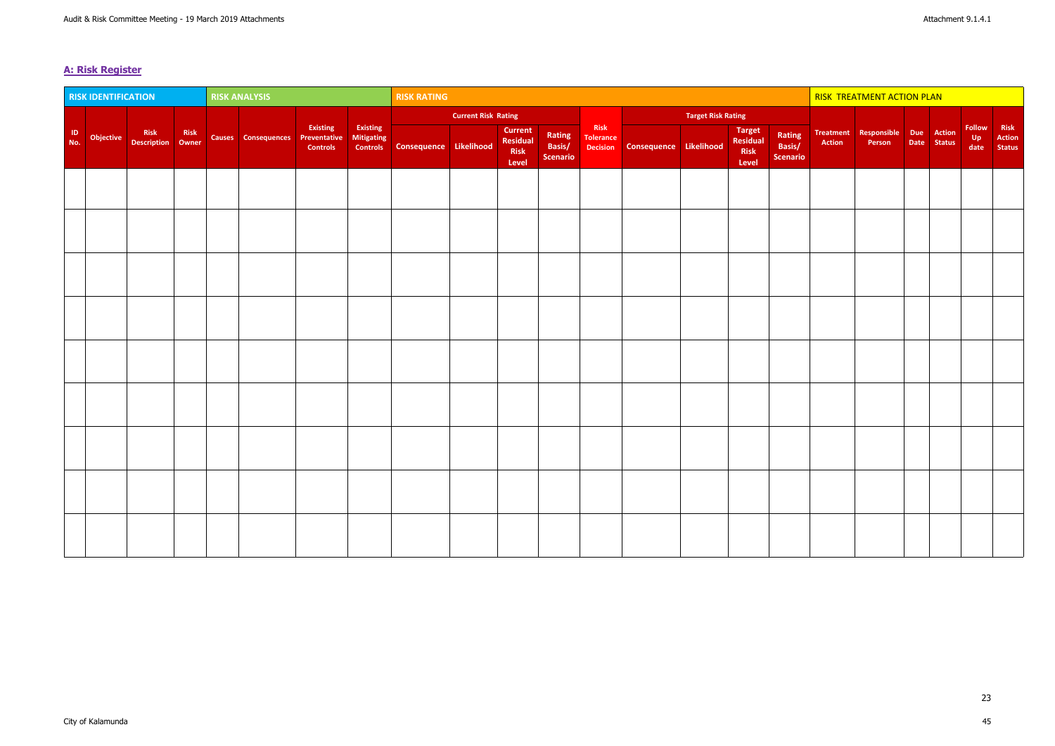## A: Risk Register

| RISK IDENTIFICATION | | | | RISK ANALYSIS | | | | RISK RATING | | | | | | | | | RISK TREATMENT ACTION PLAN | | | | | |
|---|---|---|---|---|---|---|---|---|---|---|---|---|---|---|---|---|---|---|---|---|---|---|
| | | | | | | | | Current Risk Rating | | | | | Target Risk Rating | | | | | | | | | |
| ID No. | Objective | Risk Description | Risk Owner | Causes | Consequences | Existing Preventative Controls | Existing Mitigating Controls | Consequence | Likelihood | Current Residual Risk Level | Rating Basis/ Scenario | Risk Tolerance Decision | Consequence | Likelihood | Target Residual Risk Level | Rating Basis/ Scenario | Treatment Action | Responsible Person | Due Date | Action Status | Follow Up date | Risk Action Status |
| | | | | | | | | | | | | | | | | | | | | | | |
| | | | | | | | | | | | | | | | | | | | | | | |
| | | | | | | | | | | | | | | | | | | | | | | |
| | | | | | | | | | | | | | | | | | | | | | | |
| | | | | | | | | | | | | | | | | | | | | | | |
| | | | | | | | | | | | | | | | | | | | | | | |
| | | | | | | | | | | | | | | | | | | | | | | |
| | | | | | | | | | | | | | | | | | | | | | | |
| | | | | | | | | | | | | | | | | | | | | | | |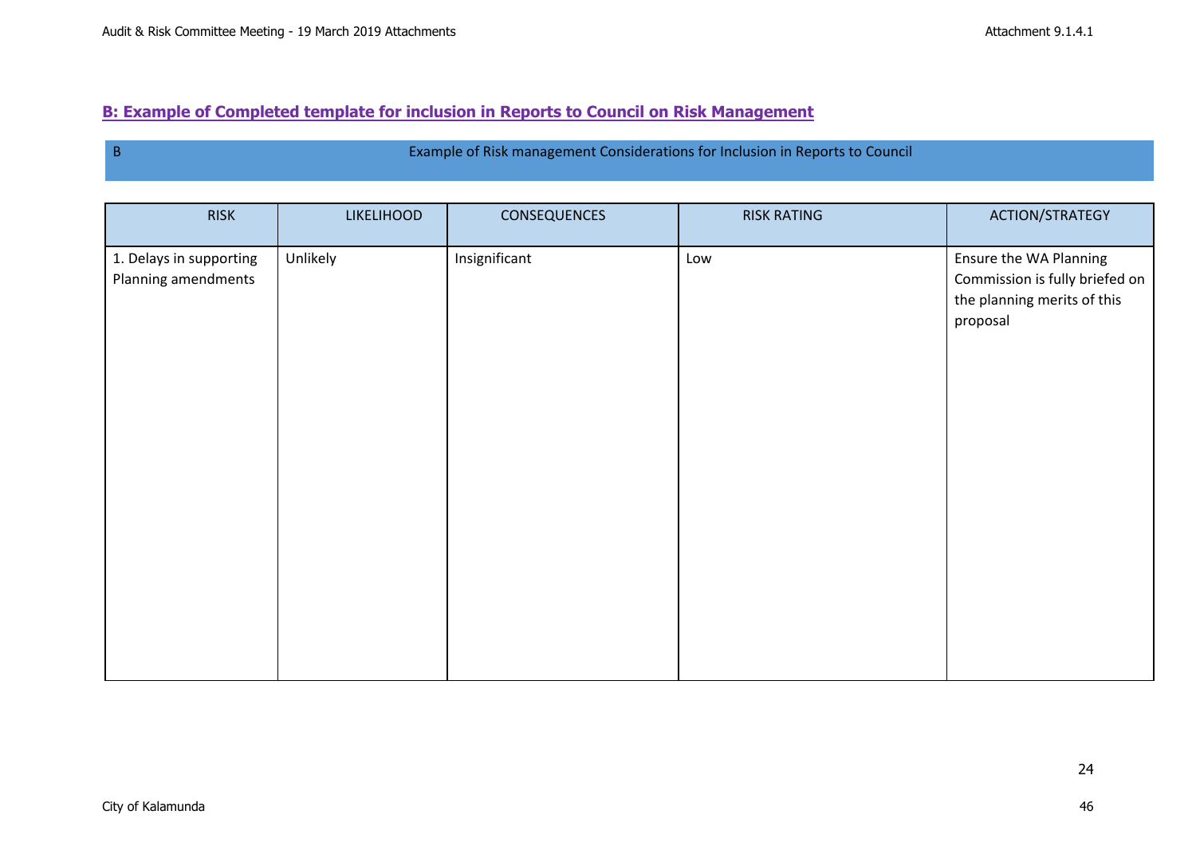## B: Example of Completed template for inclusion in Reports to Council on Risk Management

| B | Example of Risk management Considerations for Inclusion in Reports to Council |
|---|---|

| RISK | LIKELIHOOD | CONSEQUENCES | RISK RATING | ACTION/STRATEGY |
|---|---|---|---|---|
| 1. Delays in supporting Planning amendments | Unlikely | Insignificant | Low | Ensure the WA Planning Commission is fully briefed on the planning merits of this proposal |